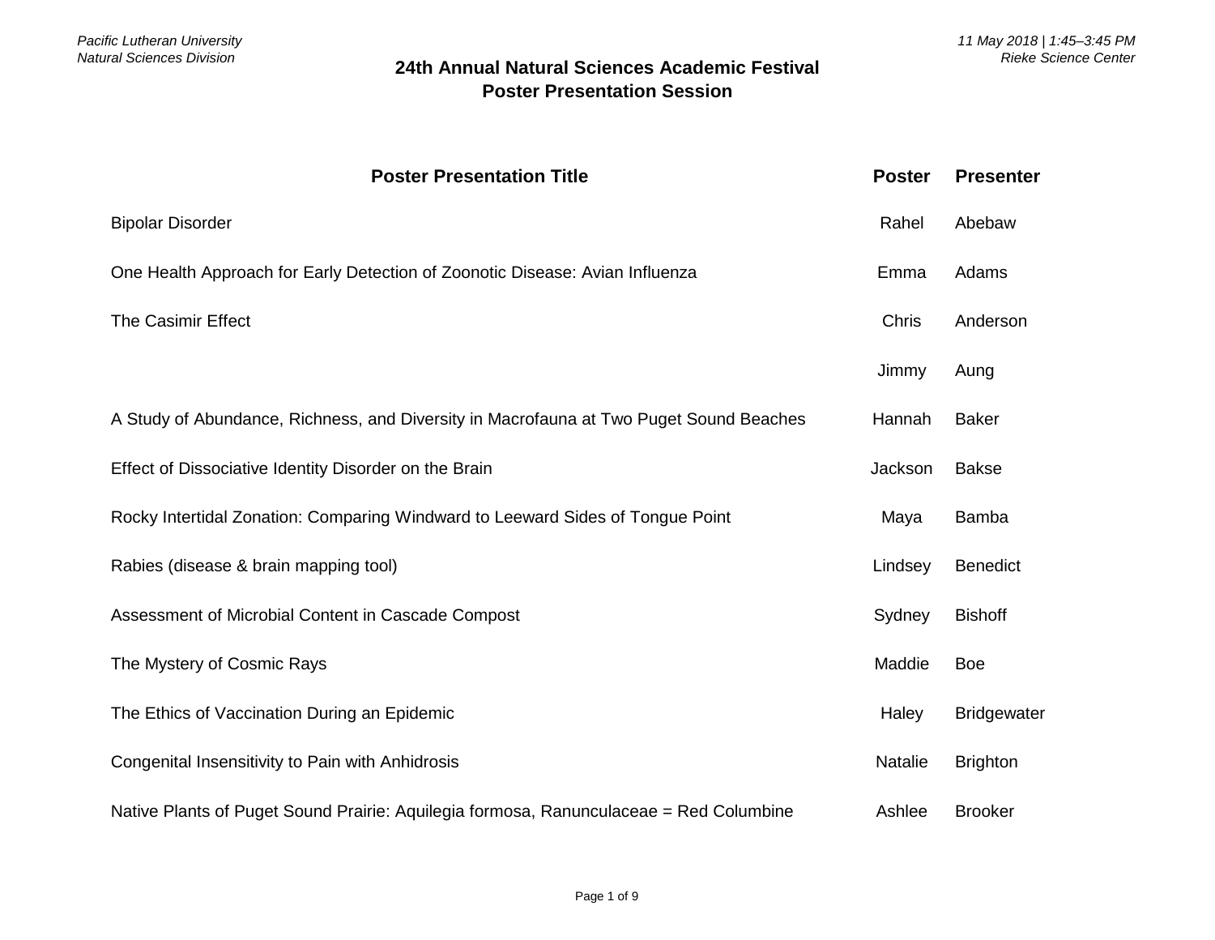*Pacific Lutheran University*
*Natural Sciences Division*

*11 May 2018 | 1:45–3:45 PM*
*Rieke Science Center*

## 24th Annual Natural Sciences Academic Festival
## Poster Presentation Session

| Poster Presentation Title | Poster | Presenter |
|---|---|---|
| Bipolar Disorder | Rahel | Abebaw |
| One Health Approach for Early Detection of Zoonotic Disease: Avian Influenza | Emma | Adams |
| The Casimir Effect | Chris | Anderson |
| | Jimmy | Aung |
| A Study of Abundance, Richness, and Diversity in Macrofauna at Two Puget Sound Beaches | Hannah | Baker |
| Effect of Dissociative Identity Disorder on the Brain | Jackson | Bakse |
| Rocky Intertidal Zonation: Comparing Windward to Leeward Sides of Tongue Point | Maya | Bamba |
| Rabies (disease & brain mapping tool) | Lindsey | Benedict |
| Assessment of Microbial Content in Cascade Compost | Sydney | Bishoff |
| The Mystery of Cosmic Rays | Maddie | Boe |
| The Ethics of Vaccination During an Epidemic | Haley | Bridgewater |
| Congenital Insensitivity to Pain with Anhidrosis | Natalie | Brighton |
| Native Plants of Puget Sound Prairie: Aquilegia formosa, Ranunculaceae = Red Columbine | Ashlee | Brooker |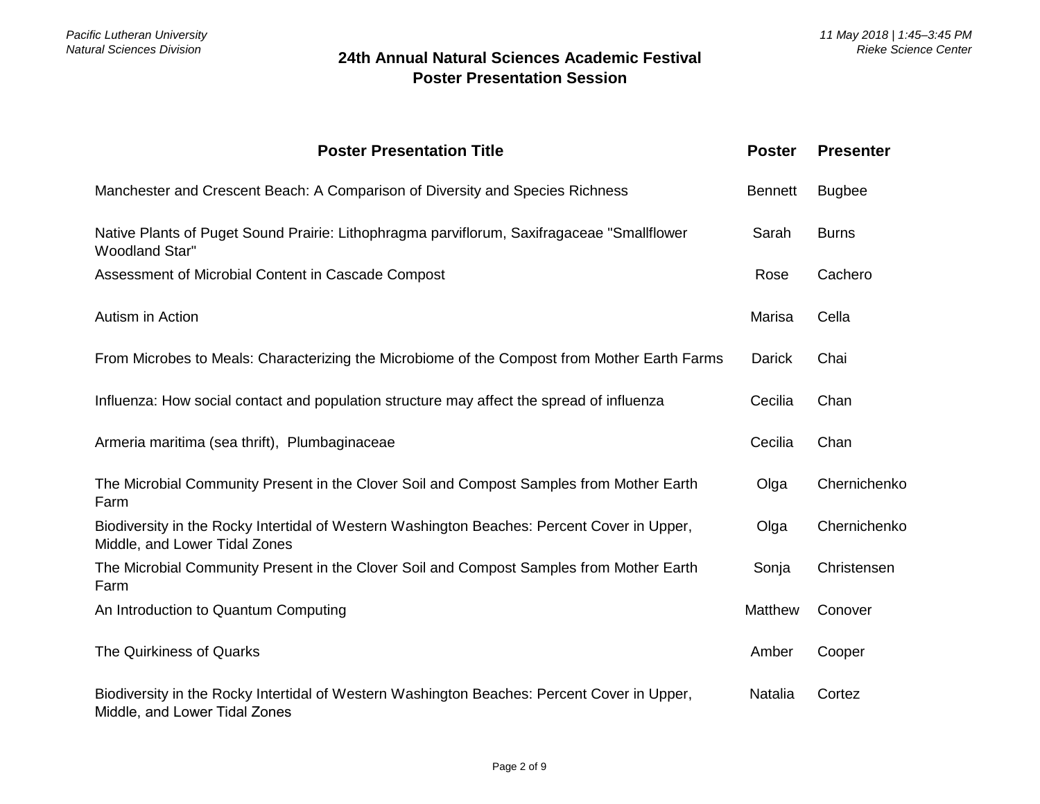# 24th Annual Natural Sciences Academic Festival
## Poster Presentation Session

| Poster Presentation Title | Poster | Presenter |
|---|---|---|
| Manchester and Crescent Beach: A Comparison of Diversity and Species Richness | Bennett | Bugbee |
| Native Plants of Puget Sound Prairie: Lithophragma parviflorum, Saxifragaceae "Smallflower Woodland Star" | Sarah | Burns |
| Assessment of Microbial Content in Cascade Compost | Rose | Cachero |
| Autism in Action | Marisa | Cella |
| From Microbes to Meals: Characterizing the Microbiome of the Compost from Mother Earth Farms | Darick | Chai |
| Influenza: How social contact and population structure may affect the spread of influenza | Cecilia | Chan |
| Armeria maritima (sea thrift), Plumbaginaceae | Cecilia | Chan |
| The Microbial Community Present in the Clover Soil and Compost Samples from Mother Earth Farm | Olga | Chernichenko |
| Biodiversity in the Rocky Intertidal of Western Washington Beaches: Percent Cover in Upper, Middle, and Lower Tidal Zones | Olga | Chernichenko |
| The Microbial Community Present in the Clover Soil and Compost Samples from Mother Earth Farm | Sonja | Christensen |
| An Introduction to Quantum Computing | Matthew | Conover |
| The Quirkiness of Quarks | Amber | Cooper |
| Biodiversity in the Rocky Intertidal of Western Washington Beaches: Percent Cover in Upper, Middle, and Lower Tidal Zones | Natalia | Cortez |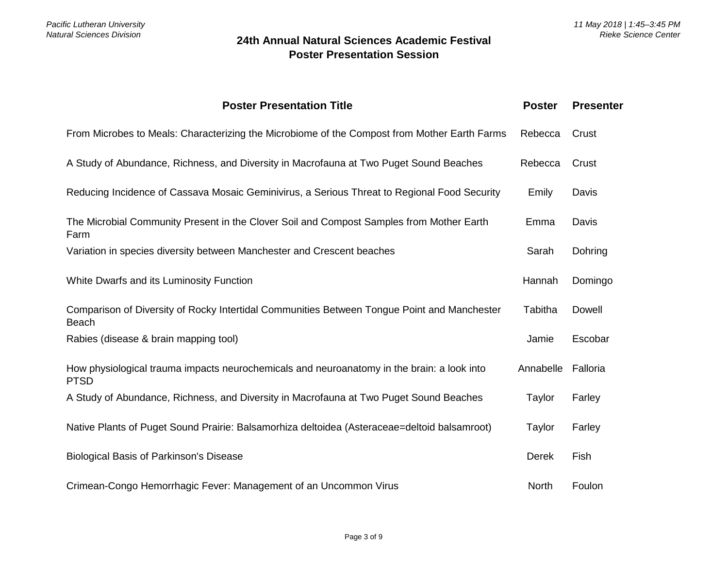## 24th Annual Natural Sciences Academic Festival
## Poster Presentation Session

| Poster Presentation Title | Poster | Presenter |
|---|---|---|
| From Microbes to Meals: Characterizing the Microbiome of the Compost from Mother Earth Farms | Rebecca | Crust |
| A Study of Abundance, Richness, and Diversity in Macrofauna at Two Puget Sound Beaches | Rebecca | Crust |
| Reducing Incidence of Cassava Mosaic Geminivirus, a Serious Threat to Regional Food Security | Emily | Davis |
| The Microbial Community Present in the Clover Soil and Compost Samples from Mother Earth Farm | Emma | Davis |
| Variation in species diversity between Manchester and Crescent beaches | Sarah | Dohring |
| White Dwarfs and its Luminosity Function | Hannah | Domingo |
| Comparison of Diversity of Rocky Intertidal Communities Between Tongue Point and Manchester Beach | Tabitha | Dowell |
| Rabies (disease & brain mapping tool) | Jamie | Escobar |
| How physiological trauma impacts neurochemicals and neuroanatomy in the brain: a look into PTSD | Annabelle | Falloria |
| A Study of Abundance, Richness, and Diversity in Macrofauna at Two Puget Sound Beaches | Taylor | Farley |
| Native Plants of Puget Sound Prairie: Balsamorhiza deltoidea (Asteraceae=deltoid balsamroot) | Taylor | Farley |
| Biological Basis of Parkinson's Disease | Derek | Fish |
| Crimean-Congo Hemorrhagic Fever: Management of an Uncommon Virus | North | Foulon |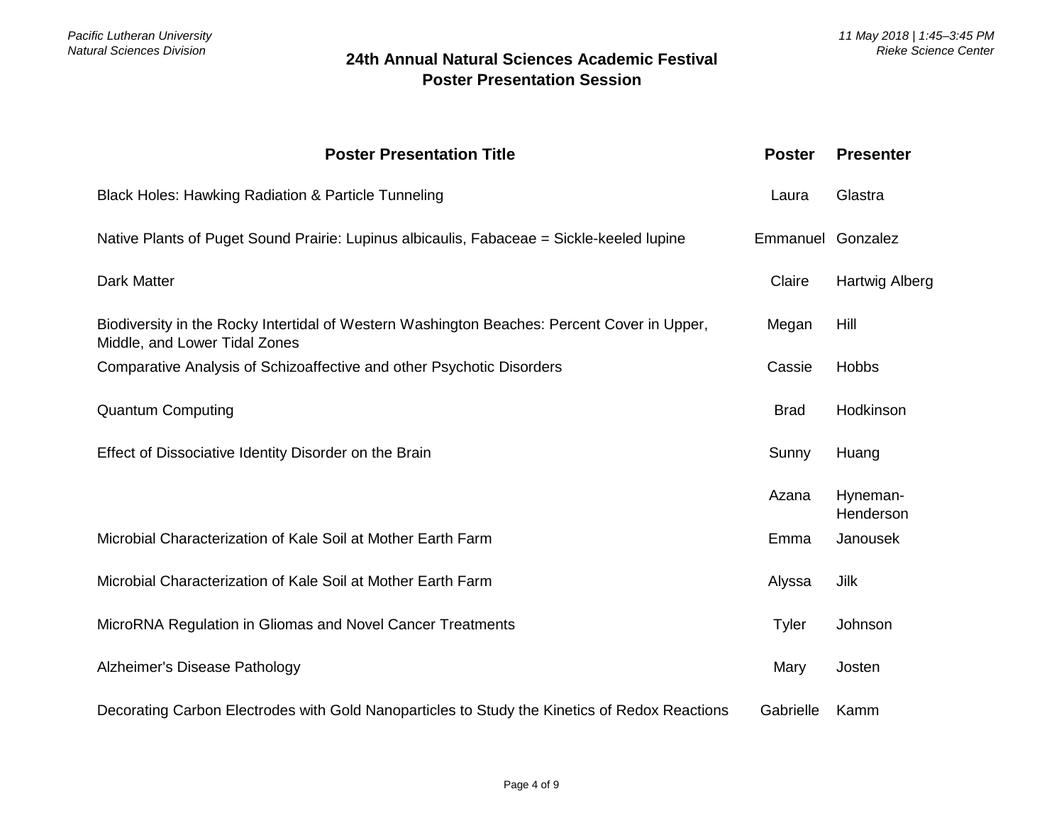## 24th Annual Natural Sciences Academic Festival
## Poster Presentation Session

| Poster Presentation Title | Poster | Presenter |
|---|---|---|
| Black Holes: Hawking Radiation & Particle Tunneling | Laura | Glastra |
| Native Plants of Puget Sound Prairie: Lupinus albicaulis, Fabaceae = Sickle-keeled lupine | Emmanuel | Gonzalez |
| Dark Matter | Claire | Hartwig Alberg |
| Biodiversity in the Rocky Intertidal of Western Washington Beaches: Percent Cover in Upper, Middle, and Lower Tidal Zones | Megan | Hill |
| Comparative Analysis of Schizoaffective and other Psychotic Disorders | Cassie | Hobbs |
| Quantum Computing | Brad | Hodkinson |
| Effect of Dissociative Identity Disorder on the Brain | Sunny | Huang |
| | Azana | Hyneman-Henderson |
| Microbial Characterization of Kale Soil at Mother Earth Farm | Emma | Janousek |
| Microbial Characterization of Kale Soil at Mother Earth Farm | Alyssa | Jilk |
| MicroRNA Regulation in Gliomas and Novel Cancer Treatments | Tyler | Johnson |
| Alzheimer's Disease Pathology | Mary | Josten |
| Decorating Carbon Electrodes with Gold Nanoparticles to Study the Kinetics of Redox Reactions | Gabrielle | Kamm |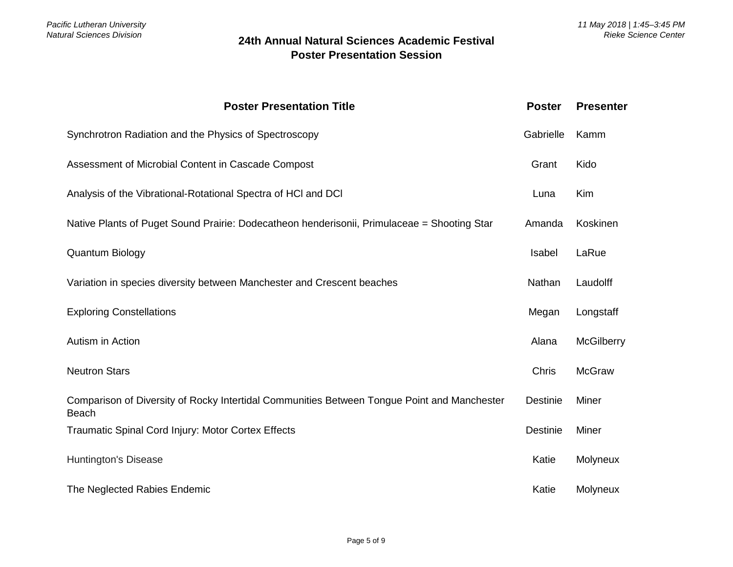## 24th Annual Natural Sciences Academic Festival
## Poster Presentation Session

| Poster Presentation Title | Poster | Presenter |
|---|---|---|
| Synchrotron Radiation and the Physics of Spectroscopy | Gabrielle | Kamm |
| Assessment of Microbial Content in Cascade Compost | Grant | Kido |
| Analysis of the Vibrational-Rotational Spectra of HCl and DCl | Luna | Kim |
| Native Plants of Puget Sound Prairie: Dodecatheon henderisonii, Primulaceae = Shooting Star | Amanda | Koskinen |
| Quantum Biology | Isabel | LaRue |
| Variation in species diversity between Manchester and Crescent beaches | Nathan | Laudolff |
| Exploring Constellations | Megan | Longstaff |
| Autism in Action | Alana | McGilberry |
| Neutron Stars | Chris | McGraw |
| Comparison of Diversity of Rocky Intertidal Communities Between Tongue Point and Manchester Beach | Destinie | Miner |
| Traumatic Spinal Cord Injury: Motor Cortex Effects | Destinie | Miner |
| Huntington's Disease | Katie | Molyneux |
| The Neglected Rabies Endemic | Katie | Molyneux |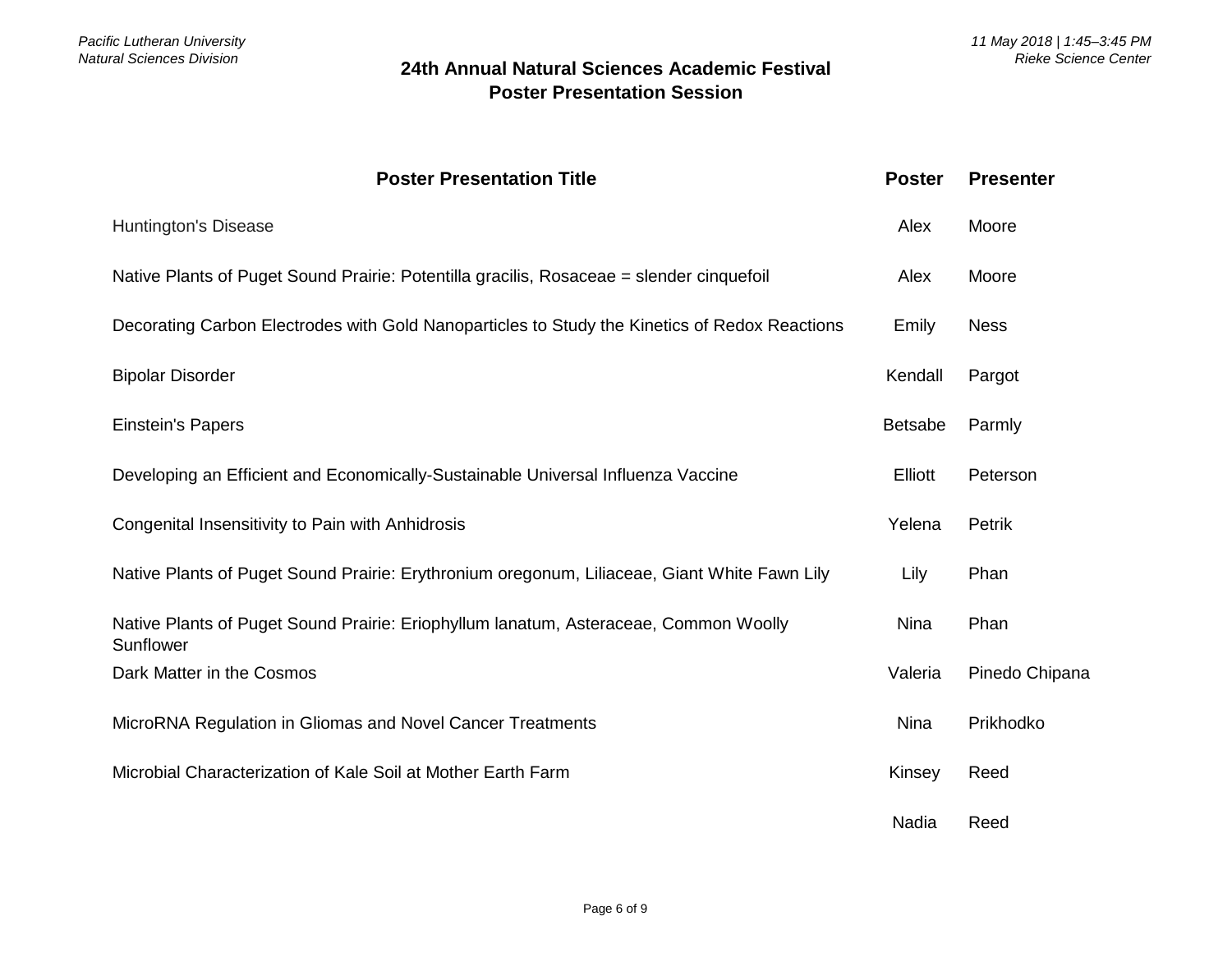## 24th Annual Natural Sciences Academic Festival
## Poster Presentation Session

| Poster Presentation Title | Poster | Presenter |
|---|---|---|
| Huntington's Disease | Alex | Moore |
| Native Plants of Puget Sound Prairie: Potentilla gracilis, Rosaceae = slender cinquefoil | Alex | Moore |
| Decorating Carbon Electrodes with Gold Nanoparticles to Study the Kinetics of Redox Reactions | Emily | Ness |
| Bipolar Disorder | Kendall | Pargot |
| Einstein's Papers | Betsabe | Parmly |
| Developing an Efficient and Economically-Sustainable Universal Influenza Vaccine | Elliott | Peterson |
| Congenital Insensitivity to Pain with Anhidrosis | Yelena | Petrik |
| Native Plants of Puget Sound Prairie: Erythronium oregonum, Liliaceae, Giant White Fawn Lily | Lily | Phan |
| Native Plants of Puget Sound Prairie: Eriophyllum lanatum, Asteraceae, Common Woolly Sunflower | Nina | Phan |
| Dark Matter in the Cosmos | Valeria | Pinedo Chipana |
| MicroRNA Regulation in Gliomas and Novel Cancer Treatments | Nina | Prikhodko |
| Microbial Characterization of Kale Soil at Mother Earth Farm | Kinsey | Reed |
| | Nadia | Reed |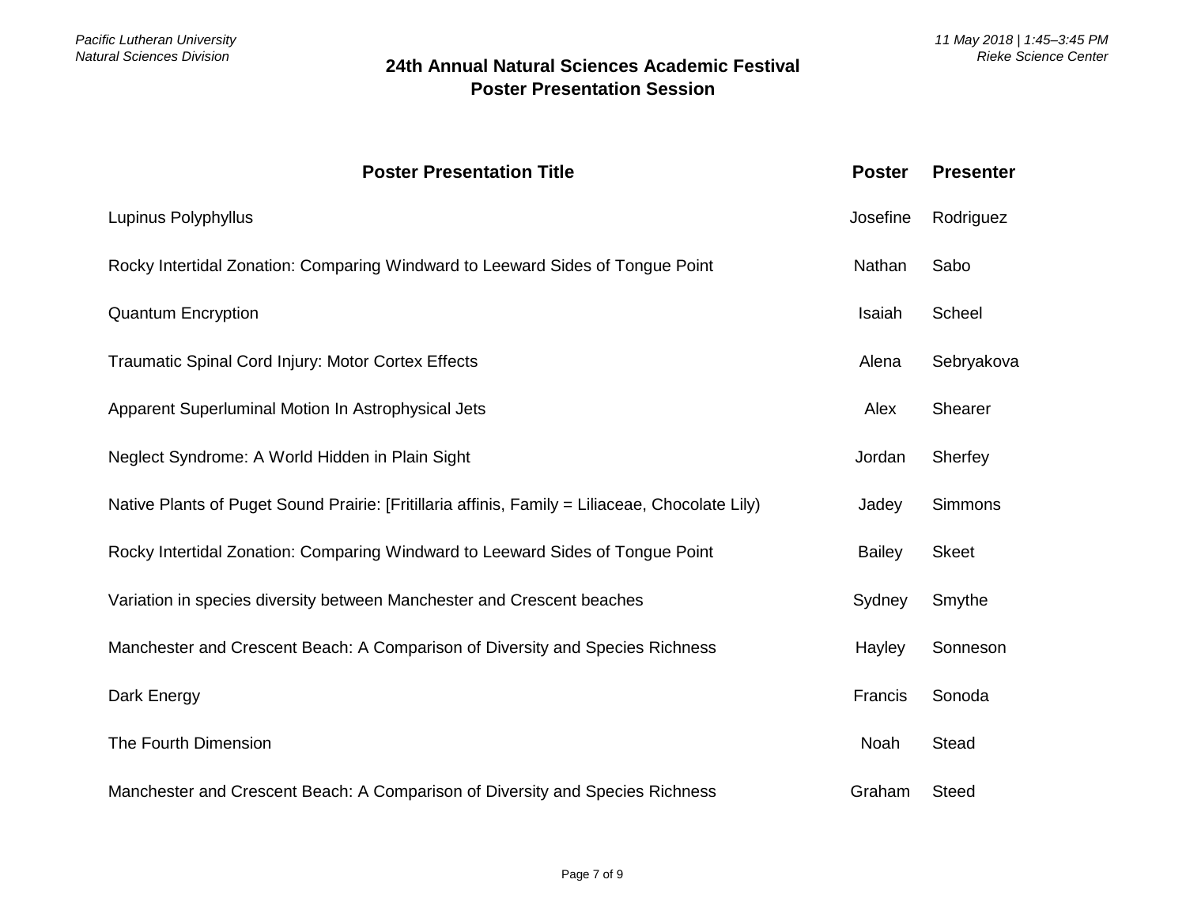## 24th Annual Natural Sciences Academic Festival
## Poster Presentation Session

| Poster Presentation Title | Poster | Presenter |
|---|---|---|
| Lupinus Polyphyllus | Josefine | Rodriguez |
| Rocky Intertidal Zonation: Comparing Windward to Leeward Sides of Tongue Point | Nathan | Sabo |
| Quantum Encryption | Isaiah | Scheel |
| Traumatic Spinal Cord Injury: Motor Cortex Effects | Alena | Sebryakova |
| Apparent Superluminal Motion In Astrophysical Jets | Alex | Shearer |
| Neglect Syndrome: A World Hidden in Plain Sight | Jordan | Sherfey |
| Native Plants of Puget Sound Prairie: [Fritillaria affinis, Family = Liliaceae, Chocolate Lily) | Jadey | Simmons |
| Rocky Intertidal Zonation: Comparing Windward to Leeward Sides of Tongue Point | Bailey | Skeet |
| Variation in species diversity between Manchester and Crescent beaches | Sydney | Smythe |
| Manchester and Crescent Beach: A Comparison of Diversity and Species Richness | Hayley | Sonneson |
| Dark Energy | Francis | Sonoda |
| The Fourth Dimension | Noah | Stead |
| Manchester and Crescent Beach: A Comparison of Diversity and Species Richness | Graham | Steed |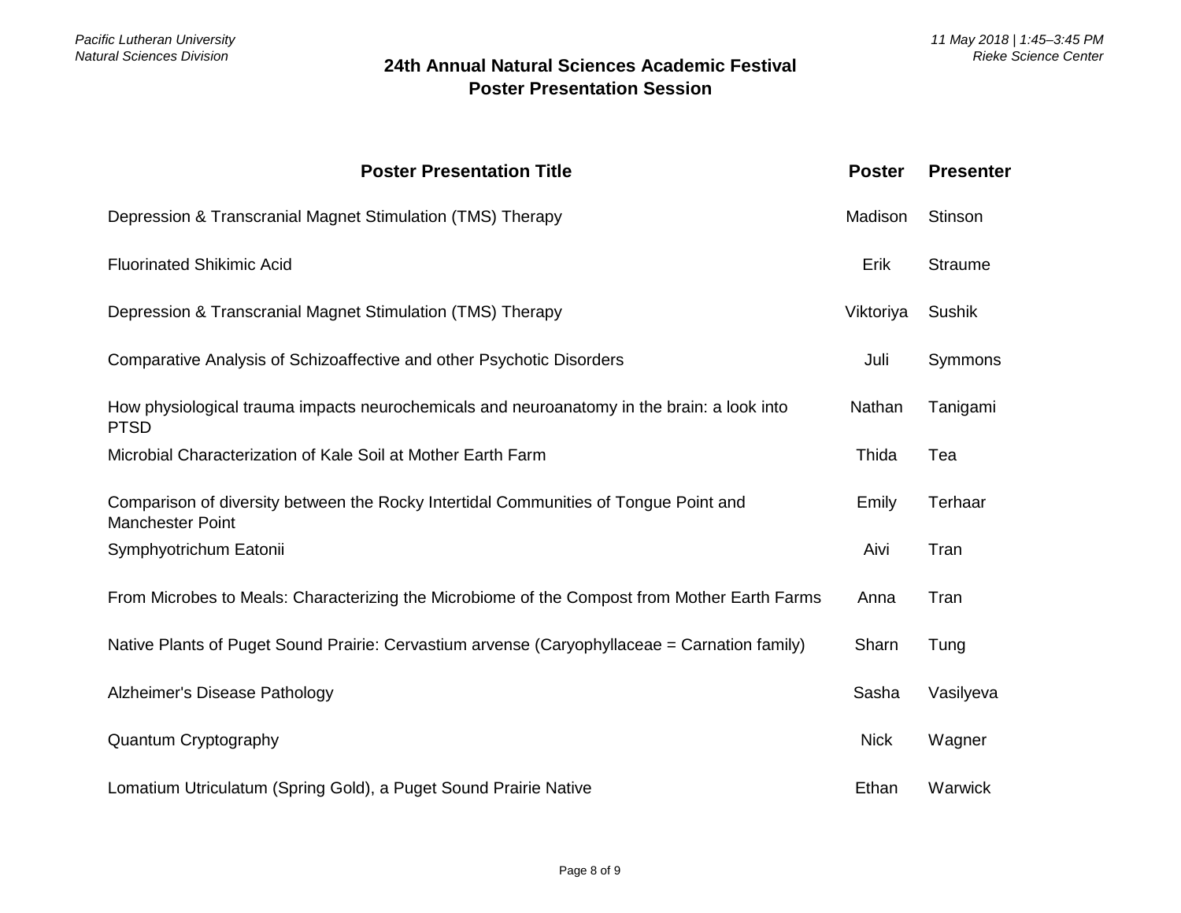## 24th Annual Natural Sciences Academic Festival
## Poster Presentation Session

| Poster Presentation Title | Poster | Presenter |
|---|---|---|
| Depression & Transcranial Magnet Stimulation (TMS) Therapy | Madison | Stinson |
| Fluorinated Shikimic Acid | Erik | Straume |
| Depression & Transcranial Magnet Stimulation (TMS) Therapy | Viktoriya | Sushik |
| Comparative Analysis of Schizoaffective and other Psychotic Disorders | Juli | Symmons |
| How physiological trauma impacts neurochemicals and neuroanatomy in the brain: a look into PTSD | Nathan | Tanigami |
| Microbial Characterization of Kale Soil at Mother Earth Farm | Thida | Tea |
| Comparison of diversity between the Rocky Intertidal Communities of Tongue Point and Manchester Point | Emily | Terhaar |
| Symphyotrichum Eatonii | Aivi | Tran |
| From Microbes to Meals: Characterizing the Microbiome of the Compost from Mother Earth Farms | Anna | Tran |
| Native Plants of Puget Sound Prairie: Cervastium arvense (Caryophyllaceae = Carnation family) | Sharn | Tung |
| Alzheimer's Disease Pathology | Sasha | Vasilyeva |
| Quantum Cryptography | Nick | Wagner |
| Lomatium Utriculatum (Spring Gold), a Puget Sound Prairie Native | Ethan | Warwick |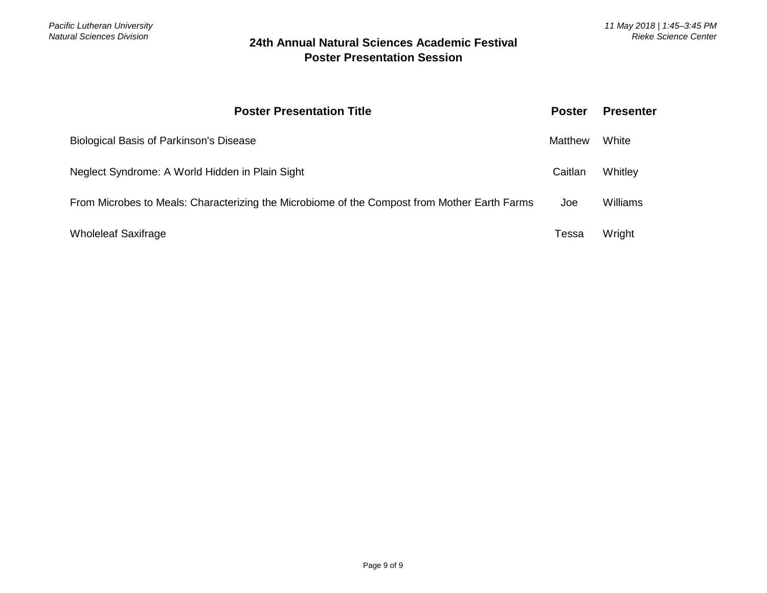Pacific Lutheran University
Natural Sciences Division

11 May 2018 | 1:45–3:45 PM
Rieke Science Center

## 24th Annual Natural Sciences Academic Festival
## Poster Presentation Session

| Poster Presentation Title | Poster | Presenter |
| --- | --- | --- |
| Biological Basis of Parkinson's Disease | Matthew | White |
| Neglect Syndrome: A World Hidden in Plain Sight | Caitlan | Whitley |
| From Microbes to Meals: Characterizing the Microbiome of the Compost from Mother Earth Farms | Joe | Williams |
| Wholeleaf Saxifrage | Tessa | Wright |